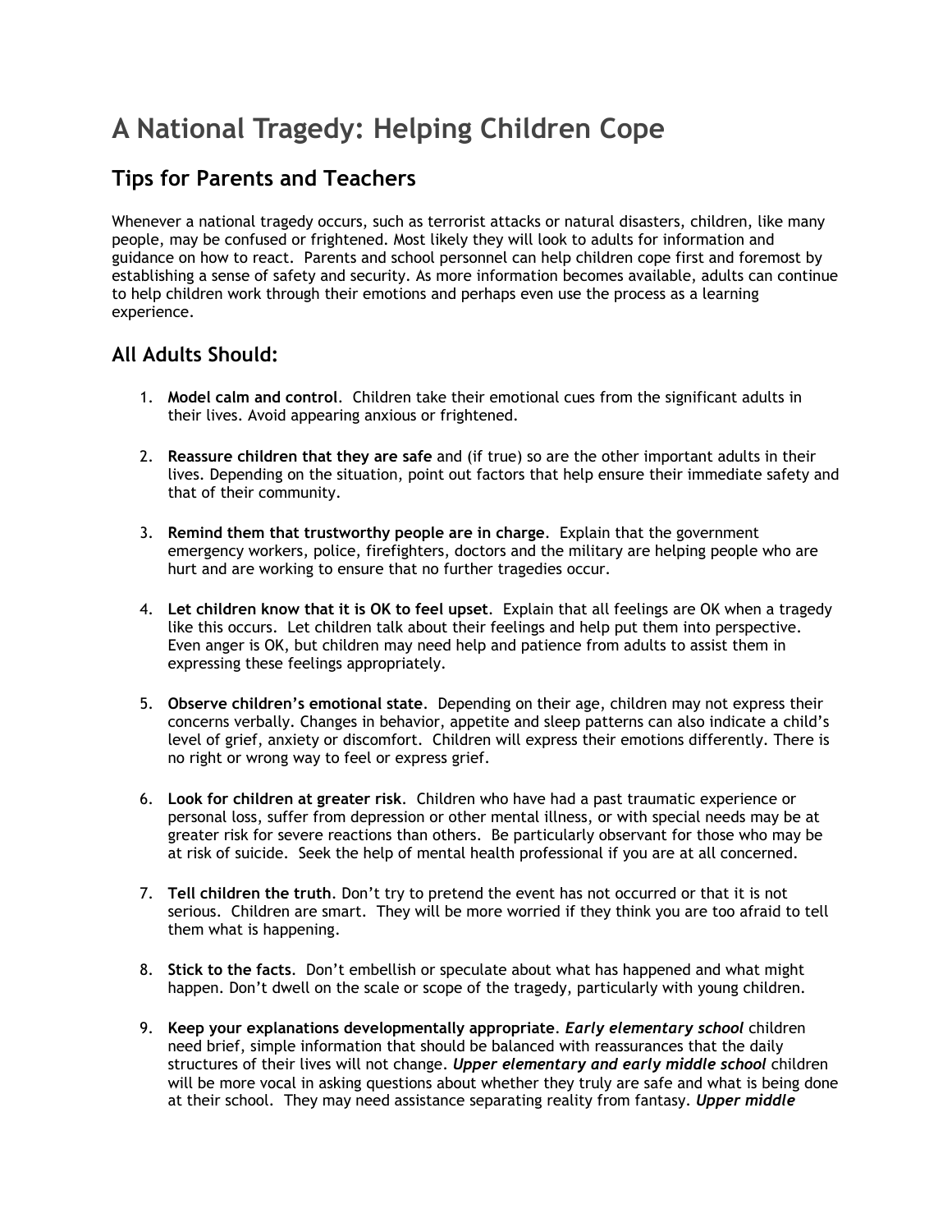# A National Tragedy: Helping Children Cope

## Tips for Parents and Teachers

Whenever a national tragedy occurs, such as terrorist attacks or natural disasters, children, like many people, may be confused or frightened. Most likely they will look to adults for information and guidance on how to react. Parents and school personnel can help children cope first and foremost by establishing a sense of safety and security. As more information becomes available, adults can continue to help children work through their emotions and perhaps even use the process as a learning experience.

## All Adults Should:

1. **Model calm and control**. Children take their emotional cues from the significant adults in their lives. Avoid appearing anxious or frightened.

2. **Reassure children that they are safe** and (if true) so are the other important adults in their lives. Depending on the situation, point out factors that help ensure their immediate safety and that of their community.

3. **Remind them that trustworthy people are in charge**. Explain that the government emergency workers, police, firefighters, doctors and the military are helping people who are hurt and are working to ensure that no further tragedies occur.

4. **Let children know that it is OK to feel upset**. Explain that all feelings are OK when a tragedy like this occurs. Let children talk about their feelings and help put them into perspective. Even anger is OK, but children may need help and patience from adults to assist them in expressing these feelings appropriately.

5. **Observe children's emotional state**. Depending on their age, children may not express their concerns verbally. Changes in behavior, appetite and sleep patterns can also indicate a child's level of grief, anxiety or discomfort. Children will express their emotions differently. There is no right or wrong way to feel or express grief.

6. **Look for children at greater risk**. Children who have had a past traumatic experience or personal loss, suffer from depression or other mental illness, or with special needs may be at greater risk for severe reactions than others. Be particularly observant for those who may be at risk of suicide. Seek the help of mental health professional if you are at all concerned.

7. **Tell children the truth**. Don't try to pretend the event has not occurred or that it is not serious. Children are smart. They will be more worried if they think you are too afraid to tell them what is happening.

8. **Stick to the facts**. Don't embellish or speculate about what has happened and what might happen. Don't dwell on the scale or scope of the tragedy, particularly with young children.

9. **Keep your explanations developmentally appropriate**. ***Early elementary school*** children need brief, simple information that should be balanced with reassurances that the daily structures of their lives will not change. ***Upper elementary and early middle school*** children will be more vocal in asking questions about whether they truly are safe and what is being done at their school. They may need assistance separating reality from fantasy. ***Upper middle***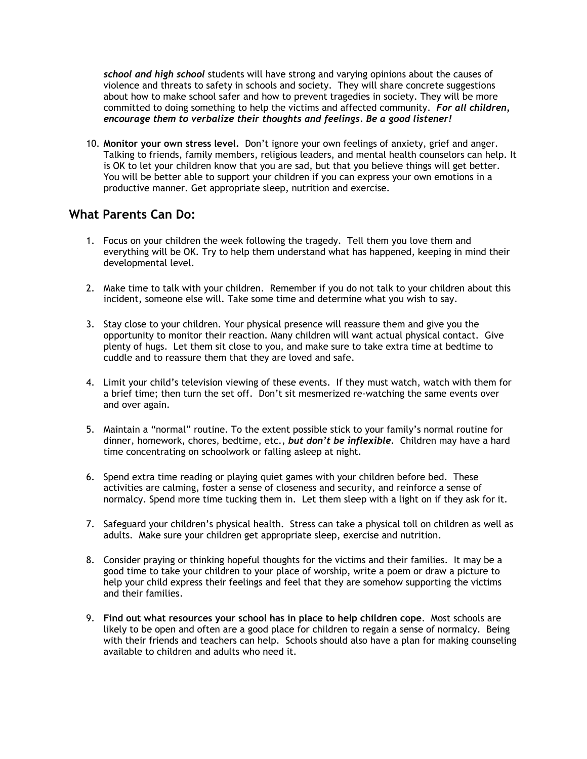***school and high school*** students will have strong and varying opinions about the causes of violence and threats to safety in schools and society. They will share concrete suggestions about how to make school safer and how to prevent tragedies in society. They will be more committed to doing something to help the victims and affected community. ***For all children, encourage them to verbalize their thoughts and feelings. Be a good listener!***

10. **Monitor your own stress level.** Don't ignore your own feelings of anxiety, grief and anger. Talking to friends, family members, religious leaders, and mental health counselors can help. It is OK to let your children know that you are sad, but that you believe things will get better. You will be better able to support your children if you can express your own emotions in a productive manner. Get appropriate sleep, nutrition and exercise.

## What Parents Can Do:

1. Focus on your children the week following the tragedy. Tell them you love them and everything will be OK. Try to help them understand what has happened, keeping in mind their developmental level.

2. Make time to talk with your children. Remember if you do not talk to your children about this incident, someone else will. Take some time and determine what you wish to say.

3. Stay close to your children. Your physical presence will reassure them and give you the opportunity to monitor their reaction. Many children will want actual physical contact. Give plenty of hugs. Let them sit close to you, and make sure to take extra time at bedtime to cuddle and to reassure them that they are loved and safe.

4. Limit your child's television viewing of these events. If they must watch, watch with them for a brief time; then turn the set off. Don't sit mesmerized re-watching the same events over and over again.

5. Maintain a "normal" routine. To the extent possible stick to your family's normal routine for dinner, homework, chores, bedtime, etc., ***but don't be inflexible***. Children may have a hard time concentrating on schoolwork or falling asleep at night.

6. Spend extra time reading or playing quiet games with your children before bed. These activities are calming, foster a sense of closeness and security, and reinforce a sense of normalcy. Spend more time tucking them in. Let them sleep with a light on if they ask for it.

7. Safeguard your children's physical health. Stress can take a physical toll on children as well as adults. Make sure your children get appropriate sleep, exercise and nutrition.

8. Consider praying or thinking hopeful thoughts for the victims and their families. It may be a good time to take your children to your place of worship, write a poem or draw a picture to help your child express their feelings and feel that they are somehow supporting the victims and their families.

9. **Find out what resources your school has in place to help children cope**. Most schools are likely to be open and often are a good place for children to regain a sense of normalcy. Being with their friends and teachers can help. Schools should also have a plan for making counseling available to children and adults who need it.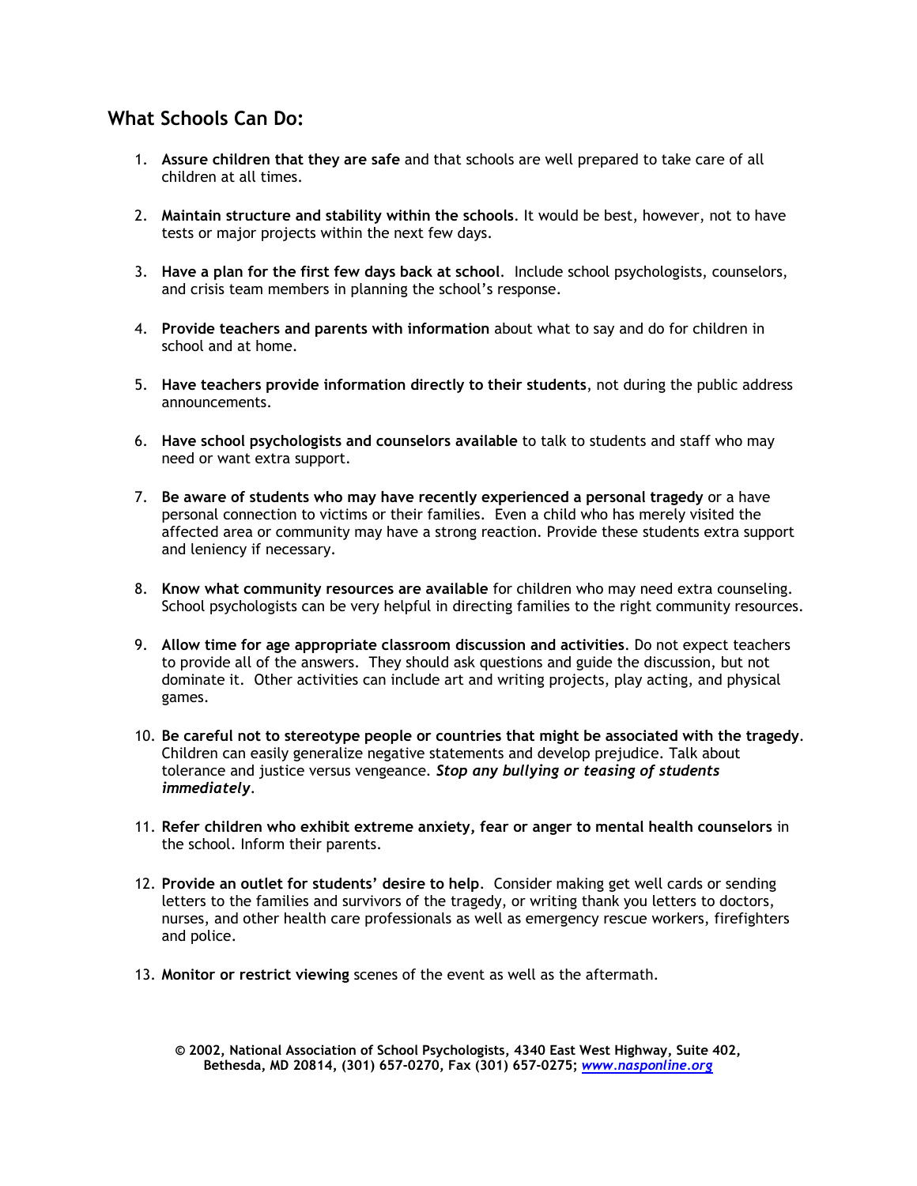## What Schools Can Do:

1. **Assure children that they are safe** and that schools are well prepared to take care of all children at all times.

2. **Maintain structure and stability within the schools**. It would be best, however, not to have tests or major projects within the next few days.

3. **Have a plan for the first few days back at school**. Include school psychologists, counselors, and crisis team members in planning the school's response.

4. **Provide teachers and parents with information** about what to say and do for children in school and at home.

5. **Have teachers provide information directly to their students**, not during the public address announcements.

6. **Have school psychologists and counselors available** to talk to students and staff who may need or want extra support.

7. **Be aware of students who may have recently experienced a personal tragedy** or a have personal connection to victims or their families. Even a child who has merely visited the affected area or community may have a strong reaction. Provide these students extra support and leniency if necessary.

8. **Know what community resources are available** for children who may need extra counseling. School psychologists can be very helpful in directing families to the right community resources.

9. **Allow time for age appropriate classroom discussion and activities**. Do not expect teachers to provide all of the answers. They should ask questions and guide the discussion, but not dominate it. Other activities can include art and writing projects, play acting, and physical games.

10. **Be careful not to stereotype people or countries that might be associated with the tragedy**. Children can easily generalize negative statements and develop prejudice. Talk about tolerance and justice versus vengeance. ***Stop any bullying or teasing of students immediately***.

11. **Refer children who exhibit extreme anxiety, fear or anger to mental health counselors** in the school. Inform their parents.

12. **Provide an outlet for students' desire to help**. Consider making get well cards or sending letters to the families and survivors of the tragedy, or writing thank you letters to doctors, nurses, and other health care professionals as well as emergency rescue workers, firefighters and police.

13. **Monitor or restrict viewing** scenes of the event as well as the aftermath.

**© 2002, National Association of School Psychologists, 4340 East West Highway, Suite 402, Bethesda, MD 20814, (301) 657-0270, Fax (301) 657-0275; *www.nasponline.org***